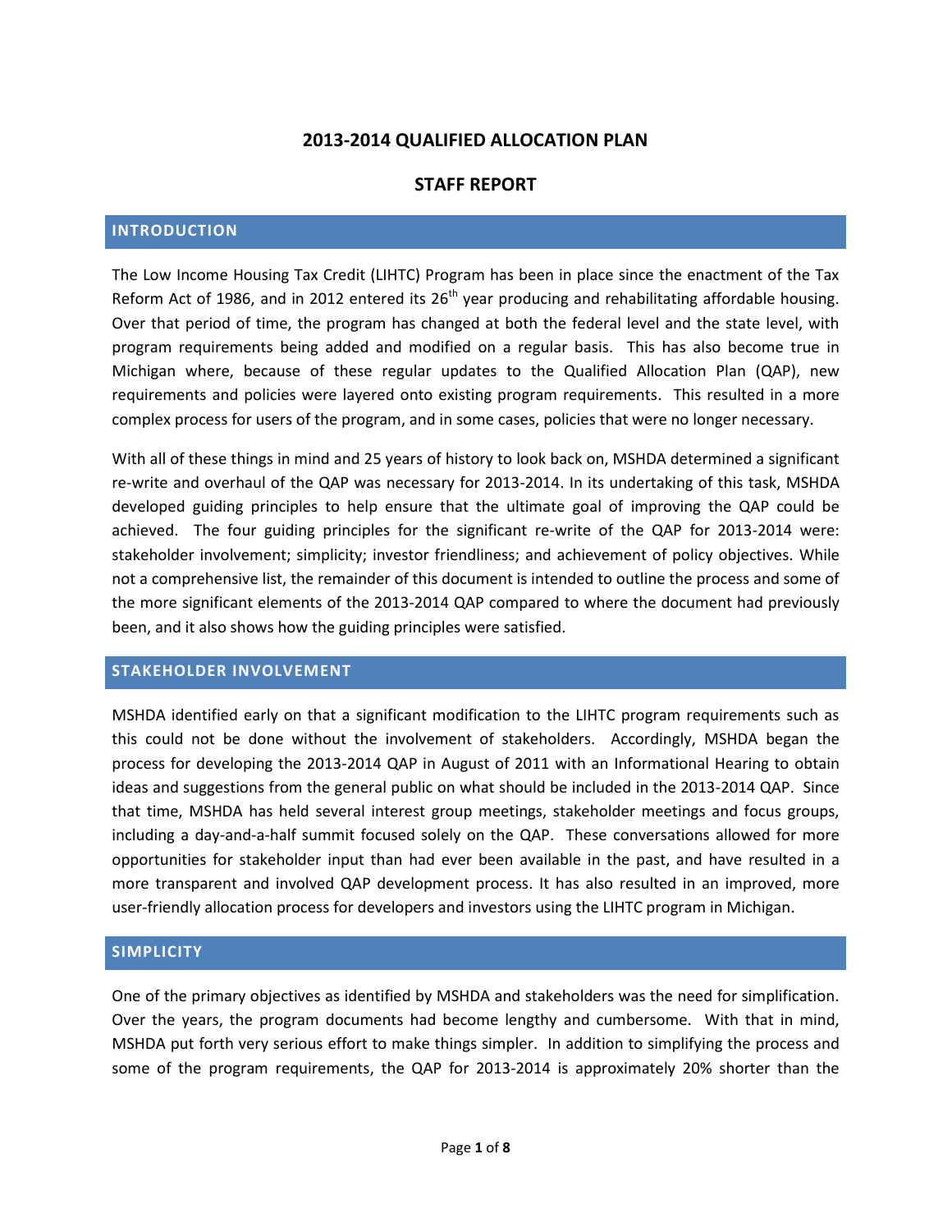# 2013-2014 QUALIFIED ALLOCATION PLAN

## STAFF REPORT

## INTRODUCTION

The Low Income Housing Tax Credit (LIHTC) Program has been in place since the enactment of the Tax Reform Act of 1986, and in 2012 entered its 26th year producing and rehabilitating affordable housing. Over that period of time, the program has changed at both the federal level and the state level, with program requirements being added and modified on a regular basis. This has also become true in Michigan where, because of these regular updates to the Qualified Allocation Plan (QAP), new requirements and policies were layered onto existing program requirements. This resulted in a more complex process for users of the program, and in some cases, policies that were no longer necessary.

With all of these things in mind and 25 years of history to look back on, MSHDA determined a significant re-write and overhaul of the QAP was necessary for 2013-2014. In its undertaking of this task, MSHDA developed guiding principles to help ensure that the ultimate goal of improving the QAP could be achieved. The four guiding principles for the significant re-write of the QAP for 2013-2014 were: stakeholder involvement; simplicity; investor friendliness; and achievement of policy objectives. While not a comprehensive list, the remainder of this document is intended to outline the process and some of the more significant elements of the 2013-2014 QAP compared to where the document had previously been, and it also shows how the guiding principles were satisfied.

## STAKEHOLDER INVOLVEMENT

MSHDA identified early on that a significant modification to the LIHTC program requirements such as this could not be done without the involvement of stakeholders. Accordingly, MSHDA began the process for developing the 2013-2014 QAP in August of 2011 with an Informational Hearing to obtain ideas and suggestions from the general public on what should be included in the 2013-2014 QAP. Since that time, MSHDA has held several interest group meetings, stakeholder meetings and focus groups, including a day-and-a-half summit focused solely on the QAP. These conversations allowed for more opportunities for stakeholder input than had ever been available in the past, and have resulted in a more transparent and involved QAP development process. It has also resulted in an improved, more user-friendly allocation process for developers and investors using the LIHTC program in Michigan.

## SIMPLICITY

One of the primary objectives as identified by MSHDA and stakeholders was the need for simplification. Over the years, the program documents had become lengthy and cumbersome. With that in mind, MSHDA put forth very serious effort to make things simpler. In addition to simplifying the process and some of the program requirements, the QAP for 2013-2014 is approximately 20% shorter than the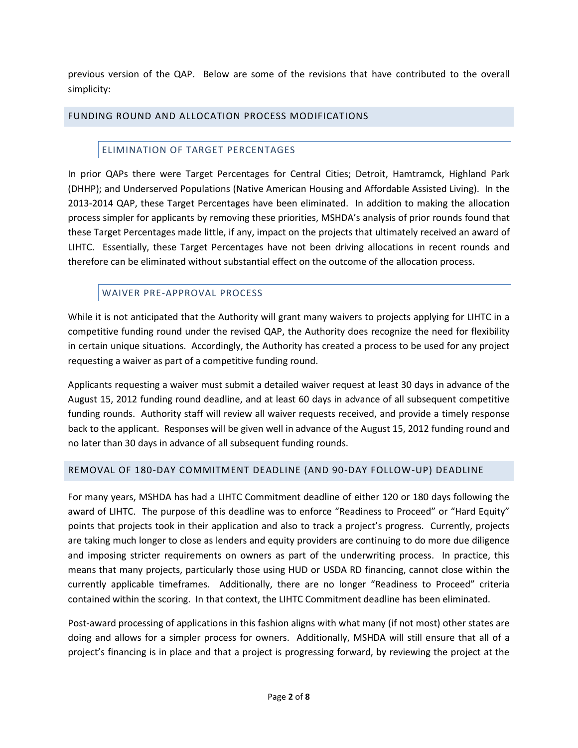previous version of the QAP. Below are some of the revisions that have contributed to the overall simplicity:

## FUNDING ROUND AND ALLOCATION PROCESS MODIFICATIONS

### ELIMINATION OF TARGET PERCENTAGES

In prior QAPs there were Target Percentages for Central Cities; Detroit, Hamtramck, Highland Park (DHHP); and Underserved Populations (Native American Housing and Affordable Assisted Living). In the 2013-2014 QAP, these Target Percentages have been eliminated. In addition to making the allocation process simpler for applicants by removing these priorities, MSHDA's analysis of prior rounds found that these Target Percentages made little, if any, impact on the projects that ultimately received an award of LIHTC. Essentially, these Target Percentages have not been driving allocations in recent rounds and therefore can be eliminated without substantial effect on the outcome of the allocation process.

### WAIVER PRE-APPROVAL PROCESS

While it is not anticipated that the Authority will grant many waivers to projects applying for LIHTC in a competitive funding round under the revised QAP, the Authority does recognize the need for flexibility in certain unique situations. Accordingly, the Authority has created a process to be used for any project requesting a waiver as part of a competitive funding round.

Applicants requesting a waiver must submit a detailed waiver request at least 30 days in advance of the August 15, 2012 funding round deadline, and at least 60 days in advance of all subsequent competitive funding rounds. Authority staff will review all waiver requests received, and provide a timely response back to the applicant. Responses will be given well in advance of the August 15, 2012 funding round and no later than 30 days in advance of all subsequent funding rounds.

## REMOVAL OF 180-DAY COMMITMENT DEADLINE (AND 90-DAY FOLLOW-UP) DEADLINE

For many years, MSHDA has had a LIHTC Commitment deadline of either 120 or 180 days following the award of LIHTC. The purpose of this deadline was to enforce "Readiness to Proceed" or "Hard Equity" points that projects took in their application and also to track a project's progress. Currently, projects are taking much longer to close as lenders and equity providers are continuing to do more due diligence and imposing stricter requirements on owners as part of the underwriting process. In practice, this means that many projects, particularly those using HUD or USDA RD financing, cannot close within the currently applicable timeframes. Additionally, there are no longer "Readiness to Proceed" criteria contained within the scoring. In that context, the LIHTC Commitment deadline has been eliminated.

Post-award processing of applications in this fashion aligns with what many (if not most) other states are doing and allows for a simpler process for owners. Additionally, MSHDA will still ensure that all of a project's financing is in place and that a project is progressing forward, by reviewing the project at the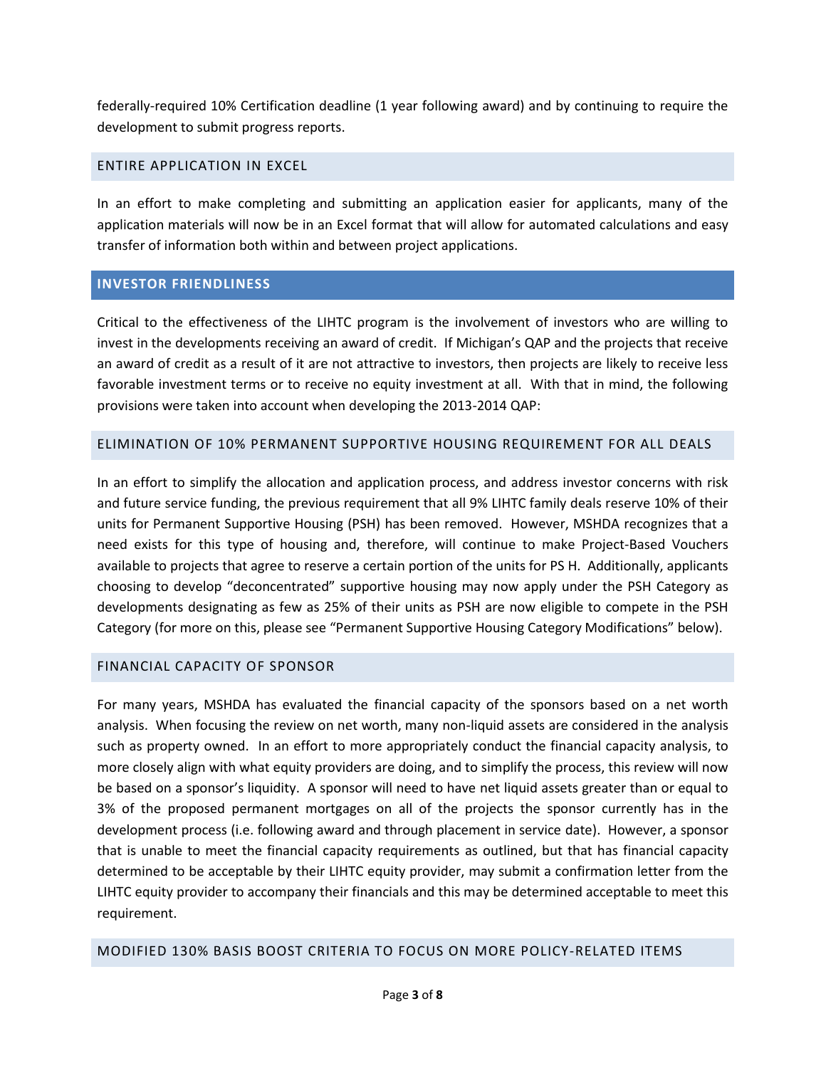federally-required 10% Certification deadline (1 year following award) and by continuing to require the development to submit progress reports.

### ENTIRE APPLICATION IN EXCEL

In an effort to make completing and submitting an application easier for applicants, many of the application materials will now be in an Excel format that will allow for automated calculations and easy transfer of information both within and between project applications.

## INVESTOR FRIENDLINESS

Critical to the effectiveness of the LIHTC program is the involvement of investors who are willing to invest in the developments receiving an award of credit. If Michigan's QAP and the projects that receive an award of credit as a result of it are not attractive to investors, then projects are likely to receive less favorable investment terms or to receive no equity investment at all. With that in mind, the following provisions were taken into account when developing the 2013-2014 QAP:

### ELIMINATION OF 10% PERMANENT SUPPORTIVE HOUSING REQUIREMENT FOR ALL DEALS

In an effort to simplify the allocation and application process, and address investor concerns with risk and future service funding, the previous requirement that all 9% LIHTC family deals reserve 10% of their units for Permanent Supportive Housing (PSH) has been removed. However, MSHDA recognizes that a need exists for this type of housing and, therefore, will continue to make Project-Based Vouchers available to projects that agree to reserve a certain portion of the units for PS H. Additionally, applicants choosing to develop "deconcentrated" supportive housing may now apply under the PSH Category as developments designating as few as 25% of their units as PSH are now eligible to compete in the PSH Category (for more on this, please see "Permanent Supportive Housing Category Modifications" below).

### FINANCIAL CAPACITY OF SPONSOR

For many years, MSHDA has evaluated the financial capacity of the sponsors based on a net worth analysis. When focusing the review on net worth, many non-liquid assets are considered in the analysis such as property owned. In an effort to more appropriately conduct the financial capacity analysis, to more closely align with what equity providers are doing, and to simplify the process, this review will now be based on a sponsor's liquidity. A sponsor will need to have net liquid assets greater than or equal to 3% of the proposed permanent mortgages on all of the projects the sponsor currently has in the development process (i.e. following award and through placement in service date). However, a sponsor that is unable to meet the financial capacity requirements as outlined, but that has financial capacity determined to be acceptable by their LIHTC equity provider, may submit a confirmation letter from the LIHTC equity provider to accompany their financials and this may be determined acceptable to meet this requirement.

### MODIFIED 130% BASIS BOOST CRITERIA TO FOCUS ON MORE POLICY-RELATED ITEMS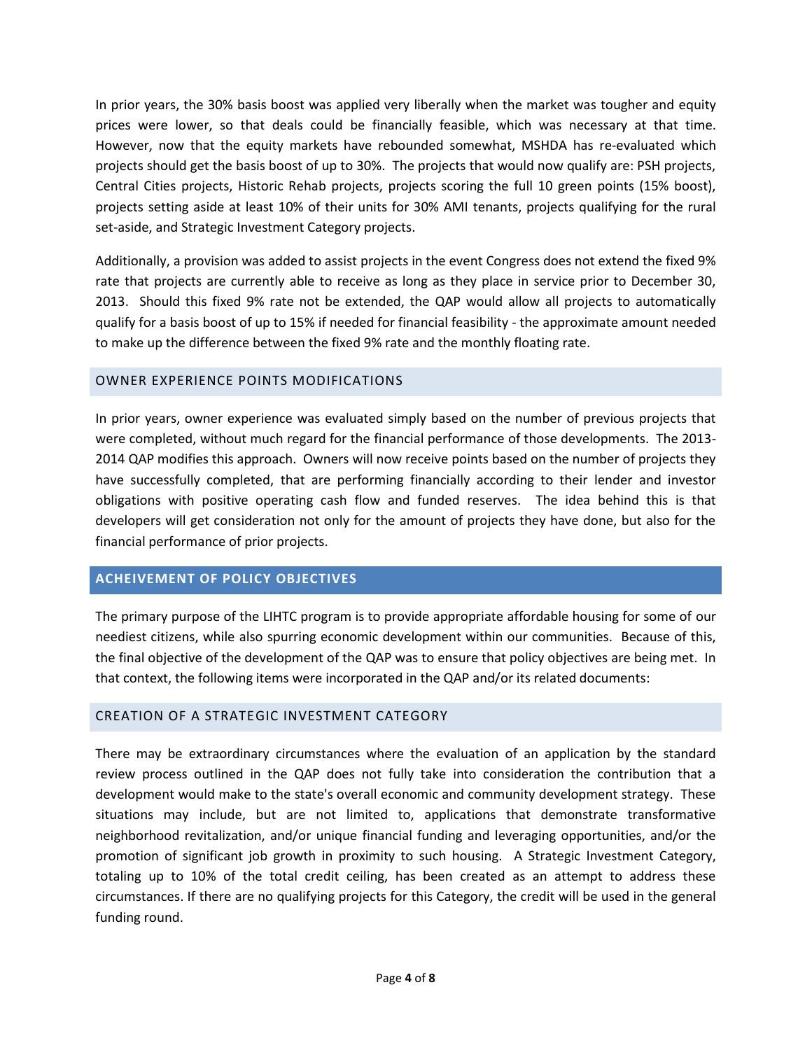In prior years, the 30% basis boost was applied very liberally when the market was tougher and equity prices were lower, so that deals could be financially feasible, which was necessary at that time. However, now that the equity markets have rebounded somewhat, MSHDA has re-evaluated which projects should get the basis boost of up to 30%. The projects that would now qualify are: PSH projects, Central Cities projects, Historic Rehab projects, projects scoring the full 10 green points (15% boost), projects setting aside at least 10% of their units for 30% AMI tenants, projects qualifying for the rural set-aside, and Strategic Investment Category projects.

Additionally, a provision was added to assist projects in the event Congress does not extend the fixed 9% rate that projects are currently able to receive as long as they place in service prior to December 30, 2013. Should this fixed 9% rate not be extended, the QAP would allow all projects to automatically qualify for a basis boost of up to 15% if needed for financial feasibility - the approximate amount needed to make up the difference between the fixed 9% rate and the monthly floating rate.

### OWNER EXPERIENCE POINTS MODIFICATIONS

In prior years, owner experience was evaluated simply based on the number of previous projects that were completed, without much regard for the financial performance of those developments. The 2013-2014 QAP modifies this approach. Owners will now receive points based on the number of projects they have successfully completed, that are performing financially according to their lender and investor obligations with positive operating cash flow and funded reserves. The idea behind this is that developers will get consideration not only for the amount of projects they have done, but also for the financial performance of prior projects.

## ACHEIVEMENT OF POLICY OBJECTIVES

The primary purpose of the LIHTC program is to provide appropriate affordable housing for some of our neediest citizens, while also spurring economic development within our communities. Because of this, the final objective of the development of the QAP was to ensure that policy objectives are being met. In that context, the following items were incorporated in the QAP and/or its related documents:

### CREATION OF A STRATEGIC INVESTMENT CATEGORY

There may be extraordinary circumstances where the evaluation of an application by the standard review process outlined in the QAP does not fully take into consideration the contribution that a development would make to the state's overall economic and community development strategy. These situations may include, but are not limited to, applications that demonstrate transformative neighborhood revitalization, and/or unique financial funding and leveraging opportunities, and/or the promotion of significant job growth in proximity to such housing. A Strategic Investment Category, totaling up to 10% of the total credit ceiling, has been created as an attempt to address these circumstances. If there are no qualifying projects for this Category, the credit will be used in the general funding round.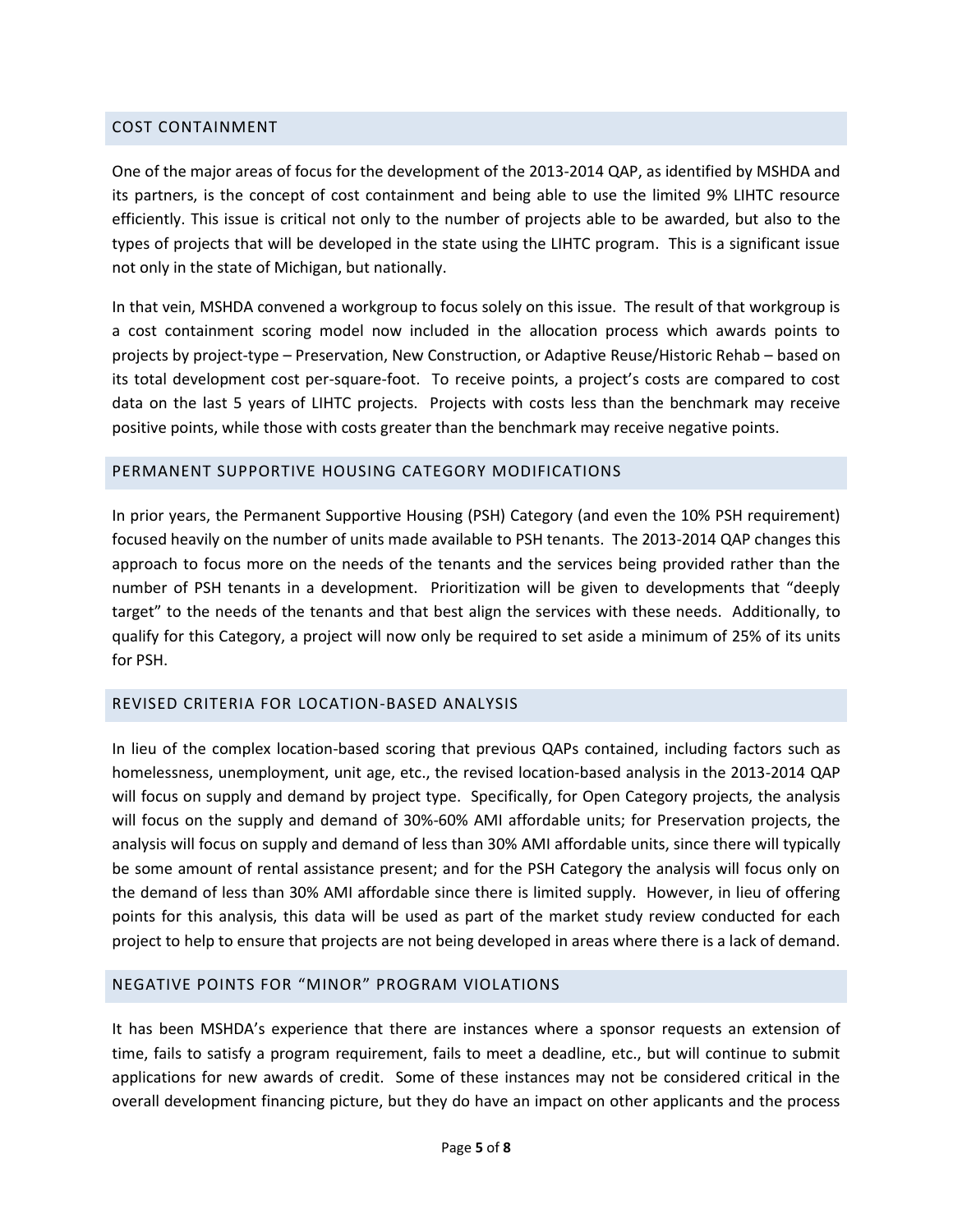## COST CONTAINMENT

One of the major areas of focus for the development of the 2013-2014 QAP, as identified by MSHDA and its partners, is the concept of cost containment and being able to use the limited 9% LIHTC resource efficiently. This issue is critical not only to the number of projects able to be awarded, but also to the types of projects that will be developed in the state using the LIHTC program. This is a significant issue not only in the state of Michigan, but nationally.

In that vein, MSHDA convened a workgroup to focus solely on this issue. The result of that workgroup is a cost containment scoring model now included in the allocation process which awards points to projects by project-type – Preservation, New Construction, or Adaptive Reuse/Historic Rehab – based on its total development cost per-square-foot. To receive points, a project's costs are compared to cost data on the last 5 years of LIHTC projects. Projects with costs less than the benchmark may receive positive points, while those with costs greater than the benchmark may receive negative points.

## PERMANENT SUPPORTIVE HOUSING CATEGORY MODIFICATIONS

In prior years, the Permanent Supportive Housing (PSH) Category (and even the 10% PSH requirement) focused heavily on the number of units made available to PSH tenants. The 2013-2014 QAP changes this approach to focus more on the needs of the tenants and the services being provided rather than the number of PSH tenants in a development. Prioritization will be given to developments that "deeply target" to the needs of the tenants and that best align the services with these needs. Additionally, to qualify for this Category, a project will now only be required to set aside a minimum of 25% of its units for PSH.

## REVISED CRITERIA FOR LOCATION-BASED ANALYSIS

In lieu of the complex location-based scoring that previous QAPs contained, including factors such as homelessness, unemployment, unit age, etc., the revised location-based analysis in the 2013-2014 QAP will focus on supply and demand by project type. Specifically, for Open Category projects, the analysis will focus on the supply and demand of 30%-60% AMI affordable units; for Preservation projects, the analysis will focus on supply and demand of less than 30% AMI affordable units, since there will typically be some amount of rental assistance present; and for the PSH Category the analysis will focus only on the demand of less than 30% AMI affordable since there is limited supply. However, in lieu of offering points for this analysis, this data will be used as part of the market study review conducted for each project to help to ensure that projects are not being developed in areas where there is a lack of demand.

## NEGATIVE POINTS FOR "MINOR" PROGRAM VIOLATIONS

It has been MSHDA's experience that there are instances where a sponsor requests an extension of time, fails to satisfy a program requirement, fails to meet a deadline, etc., but will continue to submit applications for new awards of credit. Some of these instances may not be considered critical in the overall development financing picture, but they do have an impact on other applicants and the process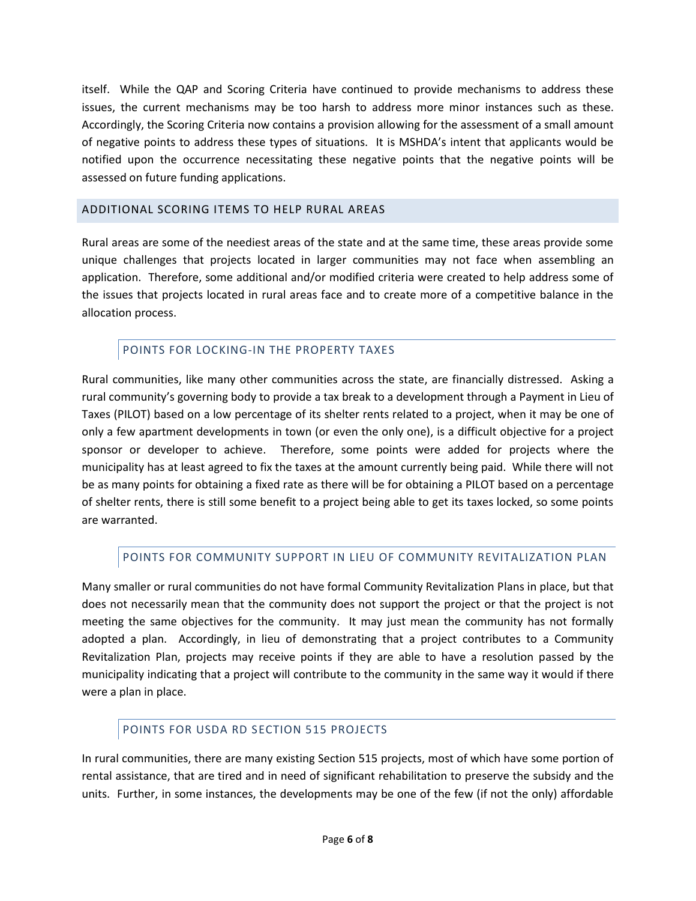itself. While the QAP and Scoring Criteria have continued to provide mechanisms to address these issues, the current mechanisms may be too harsh to address more minor instances such as these. Accordingly, the Scoring Criteria now contains a provision allowing for the assessment of a small amount of negative points to address these types of situations. It is MSHDA's intent that applicants would be notified upon the occurrence necessitating these negative points that the negative points will be assessed on future funding applications.

## ADDITIONAL SCORING ITEMS TO HELP RURAL AREAS

Rural areas are some of the neediest areas of the state and at the same time, these areas provide some unique challenges that projects located in larger communities may not face when assembling an application. Therefore, some additional and/or modified criteria were created to help address some of the issues that projects located in rural areas face and to create more of a competitive balance in the allocation process.

### POINTS FOR LOCKING-IN THE PROPERTY TAXES

Rural communities, like many other communities across the state, are financially distressed. Asking a rural community's governing body to provide a tax break to a development through a Payment in Lieu of Taxes (PILOT) based on a low percentage of its shelter rents related to a project, when it may be one of only a few apartment developments in town (or even the only one), is a difficult objective for a project sponsor or developer to achieve. Therefore, some points were added for projects where the municipality has at least agreed to fix the taxes at the amount currently being paid. While there will not be as many points for obtaining a fixed rate as there will be for obtaining a PILOT based on a percentage of shelter rents, there is still some benefit to a project being able to get its taxes locked, so some points are warranted.

### POINTS FOR COMMUNITY SUPPORT IN LIEU OF COMMUNITY REVITALIZATION PLAN

Many smaller or rural communities do not have formal Community Revitalization Plans in place, but that does not necessarily mean that the community does not support the project or that the project is not meeting the same objectives for the community. It may just mean the community has not formally adopted a plan. Accordingly, in lieu of demonstrating that a project contributes to a Community Revitalization Plan, projects may receive points if they are able to have a resolution passed by the municipality indicating that a project will contribute to the community in the same way it would if there were a plan in place.

### POINTS FOR USDA RD SECTION 515 PROJECTS

In rural communities, there are many existing Section 515 projects, most of which have some portion of rental assistance, that are tired and in need of significant rehabilitation to preserve the subsidy and the units. Further, in some instances, the developments may be one of the few (if not the only) affordable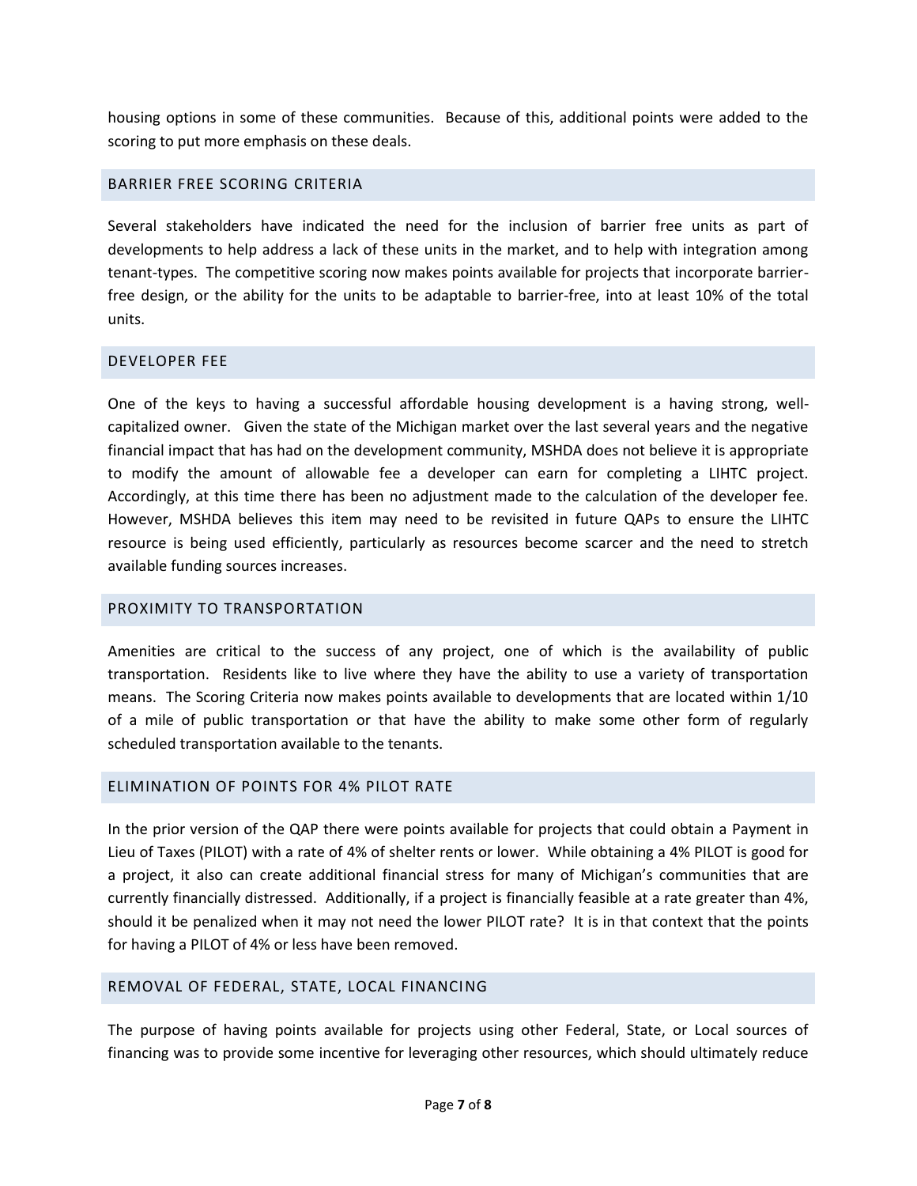housing options in some of these communities. Because of this, additional points were added to the scoring to put more emphasis on these deals.

## BARRIER FREE SCORING CRITERIA

Several stakeholders have indicated the need for the inclusion of barrier free units as part of developments to help address a lack of these units in the market, and to help with integration among tenant-types. The competitive scoring now makes points available for projects that incorporate barrier-free design, or the ability for the units to be adaptable to barrier-free, into at least 10% of the total units.

## DEVELOPER FEE

One of the keys to having a successful affordable housing development is a having strong, well-capitalized owner. Given the state of the Michigan market over the last several years and the negative financial impact that has had on the development community, MSHDA does not believe it is appropriate to modify the amount of allowable fee a developer can earn for completing a LIHTC project. Accordingly, at this time there has been no adjustment made to the calculation of the developer fee. However, MSHDA believes this item may need to be revisited in future QAPs to ensure the LIHTC resource is being used efficiently, particularly as resources become scarcer and the need to stretch available funding sources increases.

## PROXIMITY TO TRANSPORTATION

Amenities are critical to the success of any project, one of which is the availability of public transportation. Residents like to live where they have the ability to use a variety of transportation means. The Scoring Criteria now makes points available to developments that are located within 1/10 of a mile of public transportation or that have the ability to make some other form of regularly scheduled transportation available to the tenants.

## ELIMINATION OF POINTS FOR 4% PILOT RATE

In the prior version of the QAP there were points available for projects that could obtain a Payment in Lieu of Taxes (PILOT) with a rate of 4% of shelter rents or lower. While obtaining a 4% PILOT is good for a project, it also can create additional financial stress for many of Michigan's communities that are currently financially distressed. Additionally, if a project is financially feasible at a rate greater than 4%, should it be penalized when it may not need the lower PILOT rate? It is in that context that the points for having a PILOT of 4% or less have been removed.

## REMOVAL OF FEDERAL, STATE, LOCAL FINANCING

The purpose of having points available for projects using other Federal, State, or Local sources of financing was to provide some incentive for leveraging other resources, which should ultimately reduce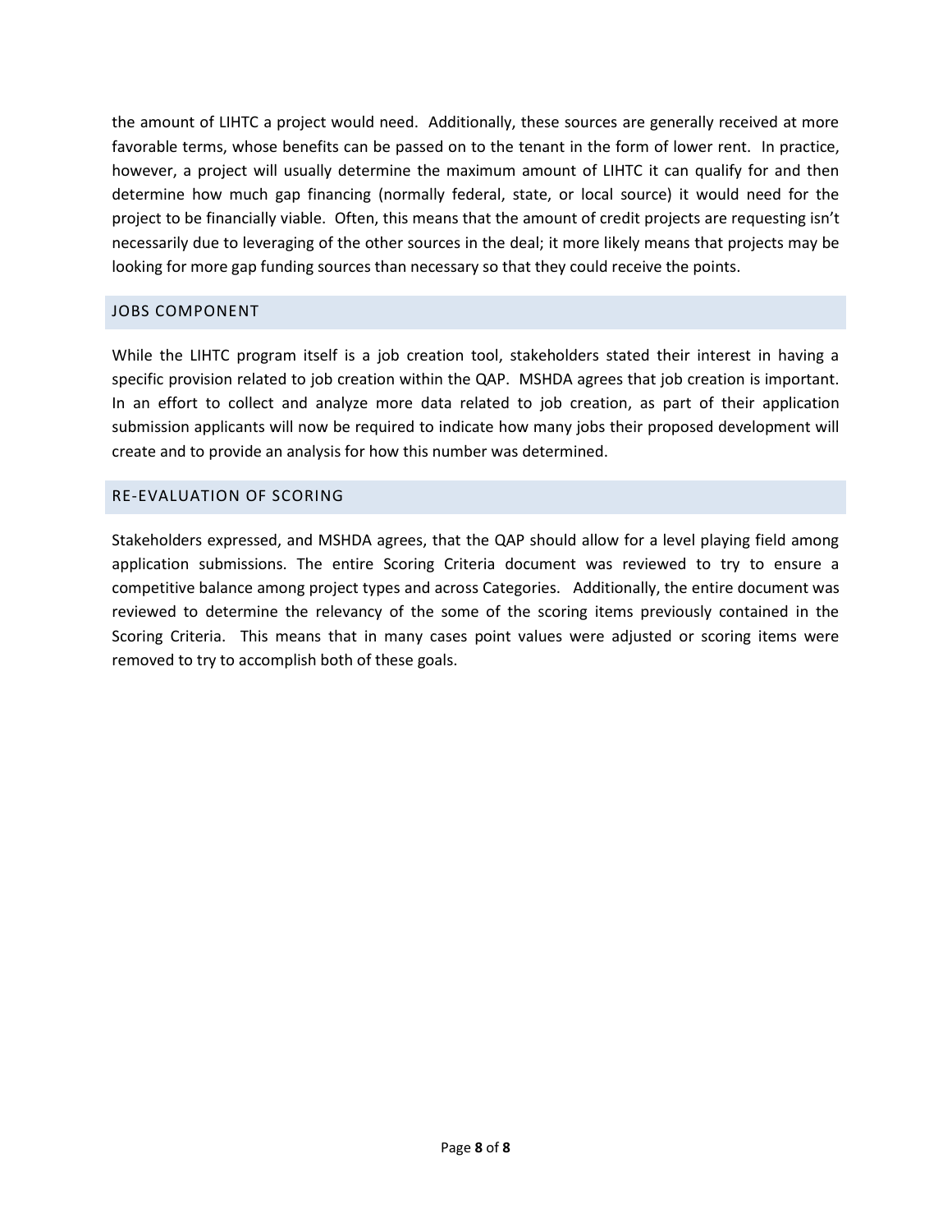the amount of LIHTC a project would need. Additionally, these sources are generally received at more favorable terms, whose benefits can be passed on to the tenant in the form of lower rent. In practice, however, a project will usually determine the maximum amount of LIHTC it can qualify for and then determine how much gap financing (normally federal, state, or local source) it would need for the project to be financially viable. Often, this means that the amount of credit projects are requesting isn't necessarily due to leveraging of the other sources in the deal; it more likely means that projects may be looking for more gap funding sources than necessary so that they could receive the points.

## JOBS COMPONENT

While the LIHTC program itself is a job creation tool, stakeholders stated their interest in having a specific provision related to job creation within the QAP. MSHDA agrees that job creation is important. In an effort to collect and analyze more data related to job creation, as part of their application submission applicants will now be required to indicate how many jobs their proposed development will create and to provide an analysis for how this number was determined.

## RE-EVALUATION OF SCORING

Stakeholders expressed, and MSHDA agrees, that the QAP should allow for a level playing field among application submissions. The entire Scoring Criteria document was reviewed to try to ensure a competitive balance among project types and across Categories. Additionally, the entire document was reviewed to determine the relevancy of the some of the scoring items previously contained in the Scoring Criteria. This means that in many cases point values were adjusted or scoring items were removed to try to accomplish both of these goals.